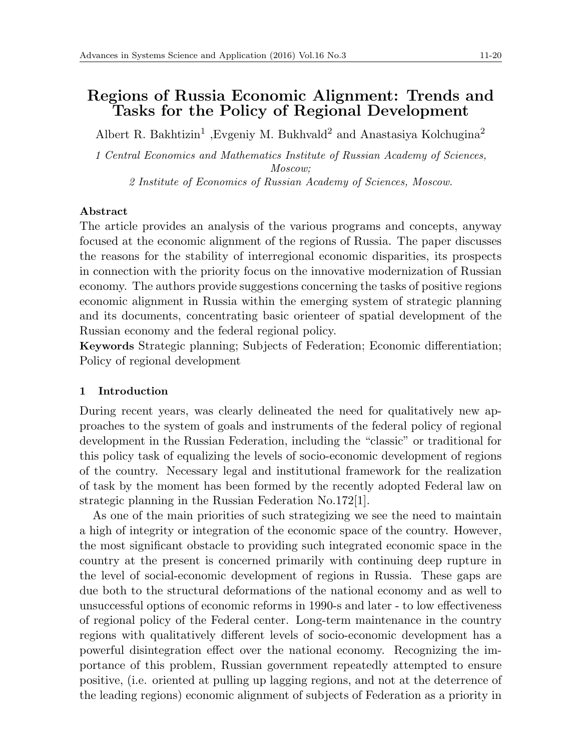# Regions of Russia Economic Alignment: Trends and Tasks for the Policy of Regional Development

Albert R. Bakhtizin[1] ,Evgeniy M. Bukhvald[2] and Anastasiya Kolchugina[2]

*1 Central Economics and Mathematics Institute of Russian Academy of Sciences, Moscow;*

*2 Institute of Economics of Russian Academy of Sciences, Moscow.*

**Abstract**

The article provides an analysis of the various programs and concepts, anyway focused at the economic alignment of the regions of Russia. The paper discusses the reasons for the stability of interregional economic disparities, its prospects in connection with the priority focus on the innovative modernization of Russian economy. The authors provide suggestions concerning the tasks of positive regions economic alignment in Russia within the emerging system of strategic planning and its documents, concentrating basic orienteer of spatial development of the Russian economy and the federal regional policy.

**Keywords** Strategic planning; Subjects of Federation; Economic differentiation; Policy of regional development

## 1 Introduction

During recent years, was clearly delineated the need for qualitatively new approaches to the system of goals and instruments of the federal policy of regional development in the Russian Federation, including the "classic" or traditional for this policy task of equalizing the levels of socio-economic development of regions of the country. Necessary legal and institutional framework for the realization of task by the moment has been formed by the recently adopted Federal law on strategic planning in the Russian Federation No.172[1].

As one of the main priorities of such strategizing we see the need to maintain a high of integrity or integration of the economic space of the country. However, the most significant obstacle to providing such integrated economic space in the country at the present is concerned primarily with continuing deep rupture in the level of social-economic development of regions in Russia. These gaps are due both to the structural deformations of the national economy and as well to unsuccessful options of economic reforms in 1990-s and later - to low effectiveness of regional policy of the Federal center. Long-term maintenance in the country regions with qualitatively different levels of socio-economic development has a powerful disintegration effect over the national economy. Recognizing the importance of this problem, Russian government repeatedly attempted to ensure positive, (i.e. oriented at pulling up lagging regions, and not at the deterrence of the leading regions) economic alignment of subjects of Federation as a priority in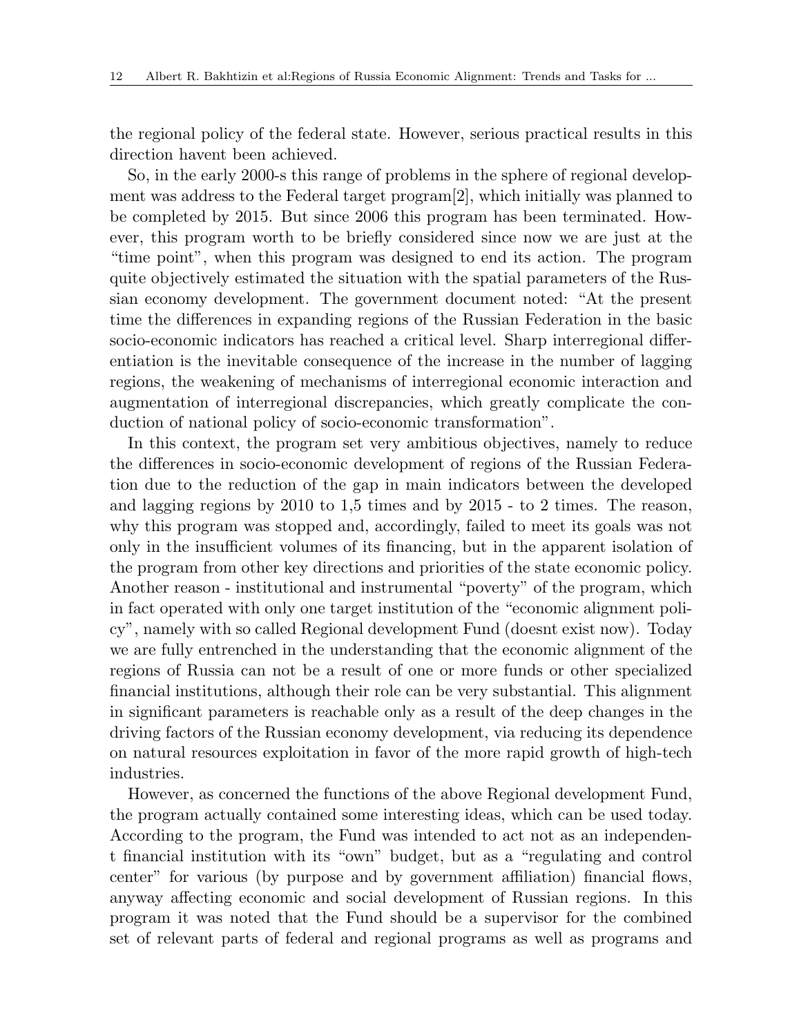the regional policy of the federal state. However, serious practical results in this direction havent been achieved.

So, in the early 2000-s this range of problems in the sphere of regional development was address to the Federal target program[2], which initially was planned to be completed by 2015. But since 2006 this program has been terminated. However, this program worth to be briefly considered since now we are just at the "time point", when this program was designed to end its action. The program quite objectively estimated the situation with the spatial parameters of the Russian economy development. The government document noted: "At the present time the differences in expanding regions of the Russian Federation in the basic socio-economic indicators has reached a critical level. Sharp interregional differentiation is the inevitable consequence of the increase in the number of lagging regions, the weakening of mechanisms of interregional economic interaction and augmentation of interregional discrepancies, which greatly complicate the conduction of national policy of socio-economic transformation".

In this context, the program set very ambitious objectives, namely to reduce the differences in socio-economic development of regions of the Russian Federation due to the reduction of the gap in main indicators between the developed and lagging regions by 2010 to 1,5 times and by 2015 - to 2 times. The reason, why this program was stopped and, accordingly, failed to meet its goals was not only in the insufficient volumes of its financing, but in the apparent isolation of the program from other key directions and priorities of the state economic policy. Another reason - institutional and instrumental "poverty" of the program, which in fact operated with only one target institution of the "economic alignment policy", namely with so called Regional development Fund (doesnt exist now). Today we are fully entrenched in the understanding that the economic alignment of the regions of Russia can not be a result of one or more funds or other specialized financial institutions, although their role can be very substantial. This alignment in significant parameters is reachable only as a result of the deep changes in the driving factors of the Russian economy development, via reducing its dependence on natural resources exploitation in favor of the more rapid growth of high-tech industries.

However, as concerned the functions of the above Regional development Fund, the program actually contained some interesting ideas, which can be used today. According to the program, the Fund was intended to act not as an independent financial institution with its "own" budget, but as a "regulating and control center" for various (by purpose and by government affiliation) financial flows, anyway affecting economic and social development of Russian regions. In this program it was noted that the Fund should be a supervisor for the combined set of relevant parts of federal and regional programs as well as programs and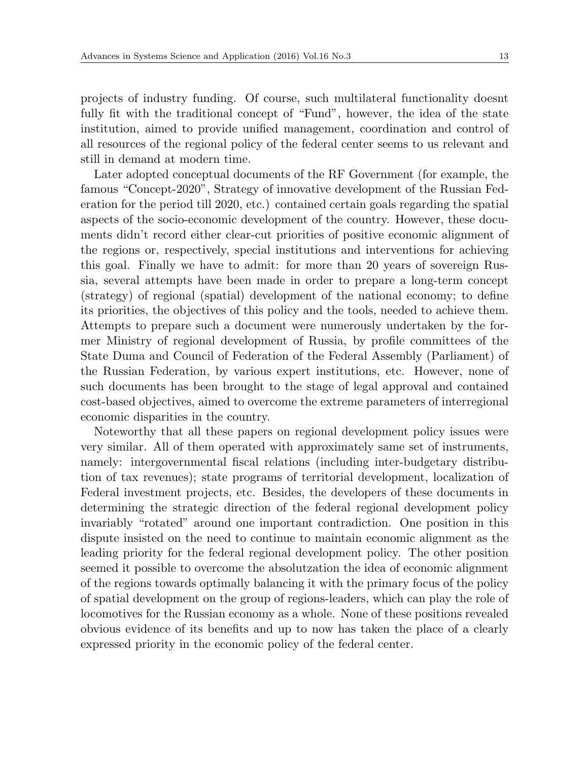projects of industry funding. Of course, such multilateral functionality doesnt fully fit with the traditional concept of "Fund", however, the idea of the state institution, aimed to provide unified management, coordination and control of all resources of the regional policy of the federal center seems to us relevant and still in demand at modern time.

Later adopted conceptual documents of the RF Government (for example, the famous "Concept-2020", Strategy of innovative development of the Russian Federation for the period till 2020, etc.) contained certain goals regarding the spatial aspects of the socio-economic development of the country. However, these documents didn't record either clear-cut priorities of positive economic alignment of the regions or, respectively, special institutions and interventions for achieving this goal. Finally we have to admit: for more than 20 years of sovereign Russia, several attempts have been made in order to prepare a long-term concept (strategy) of regional (spatial) development of the national economy; to define its priorities, the objectives of this policy and the tools, needed to achieve them. Attempts to prepare such a document were numerously undertaken by the former Ministry of regional development of Russia, by profile committees of the State Duma and Council of Federation of the Federal Assembly (Parliament) of the Russian Federation, by various expert institutions, etc. However, none of such documents has been brought to the stage of legal approval and contained cost-based objectives, aimed to overcome the extreme parameters of interregional economic disparities in the country.

Noteworthy that all these papers on regional development policy issues were very similar. All of them operated with approximately same set of instruments, namely: intergovernmental fiscal relations (including inter-budgetary distribution of tax revenues); state programs of territorial development, localization of Federal investment projects, etc. Besides, the developers of these documents in determining the strategic direction of the federal regional development policy invariably "rotated" around one important contradiction. One position in this dispute insisted on the need to continue to maintain economic alignment as the leading priority for the federal regional development policy. The other position seemed it possible to overcome the absolutzation the idea of economic alignment of the regions towards optimally balancing it with the primary focus of the policy of spatial development on the group of regions-leaders, which can play the role of locomotives for the Russian economy as a whole. None of these positions revealed obvious evidence of its benefits and up to now has taken the place of a clearly expressed priority in the economic policy of the federal center.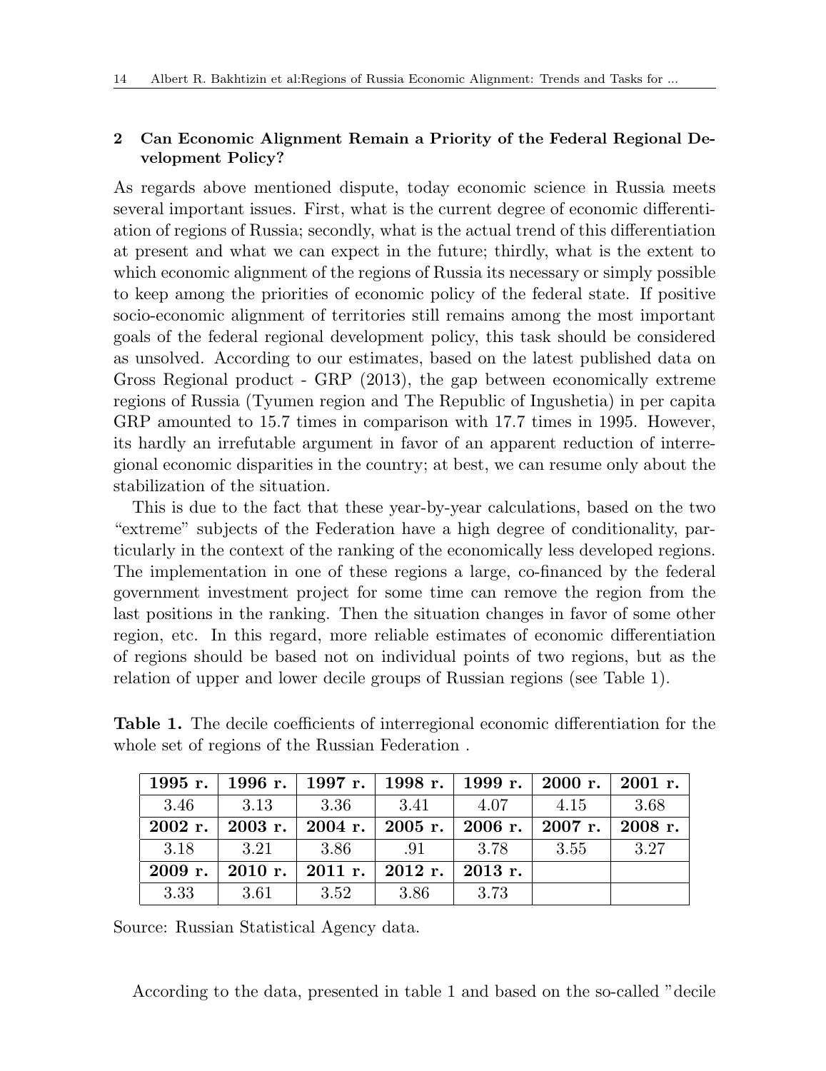## 2 Can Economic Alignment Remain a Priority of the Federal Regional Development Policy?

As regards above mentioned dispute, today economic science in Russia meets several important issues. First, what is the current degree of economic differentiation of regions of Russia; secondly, what is the actual trend of this differentiation at present and what we can expect in the future; thirdly, what is the extent to which economic alignment of the regions of Russia its necessary or simply possible to keep among the priorities of economic policy of the federal state. If positive socio-economic alignment of territories still remains among the most important goals of the federal regional development policy, this task should be considered as unsolved. According to our estimates, based on the latest published data on Gross Regional product - GRP (2013), the gap between economically extreme regions of Russia (Tyumen region and The Republic of Ingushetia) in per capita GRP amounted to 15.7 times in comparison with 17.7 times in 1995. However, its hardly an irrefutable argument in favor of an apparent reduction of interregional economic disparities in the country; at best, we can resume only about the stabilization of the situation.

This is due to the fact that these year-by-year calculations, based on the two "extreme" subjects of the Federation have a high degree of conditionality, particularly in the context of the ranking of the economically less developed regions. The implementation in one of these regions a large, co-financed by the federal government investment project for some time can remove the region from the last positions in the ranking. Then the situation changes in favor of some other region, etc. In this regard, more reliable estimates of economic differentiation of regions should be based not on individual points of two regions, but as the relation of upper and lower decile groups of Russian regions (see Table 1).

**Table 1.** The decile coefficients of interregional economic differentiation for the whole set of regions of the Russian Federation .

| **1995 r.** | **1996 r.** | **1997 r.** | **1998 r.** | **1999 r.** | **2000 r.** | **2001 r.** |
|---|---|---|---|---|---|---|
| 3.46 | 3.13 | 3.36 | 3.41 | 4.07 | 4.15 | 3.68 |
| **2002 r.** | **2003 r.** | **2004 r.** | **2005 r.** | **2006 r.** | **2007 r.** | **2008 r.** |
| 3.18 | 3.21 | 3.86 | .91 | 3.78 | 3.55 | 3.27 |
| **2009 r.** | **2010 r.** | **2011 r.** | **2012 r.** | **2013 r.** | | |
| 3.33 | 3.61 | 3.52 | 3.86 | 3.73 | | |

Source: Russian Statistical Agency data.

According to the data, presented in table 1 and based on the so-called "decile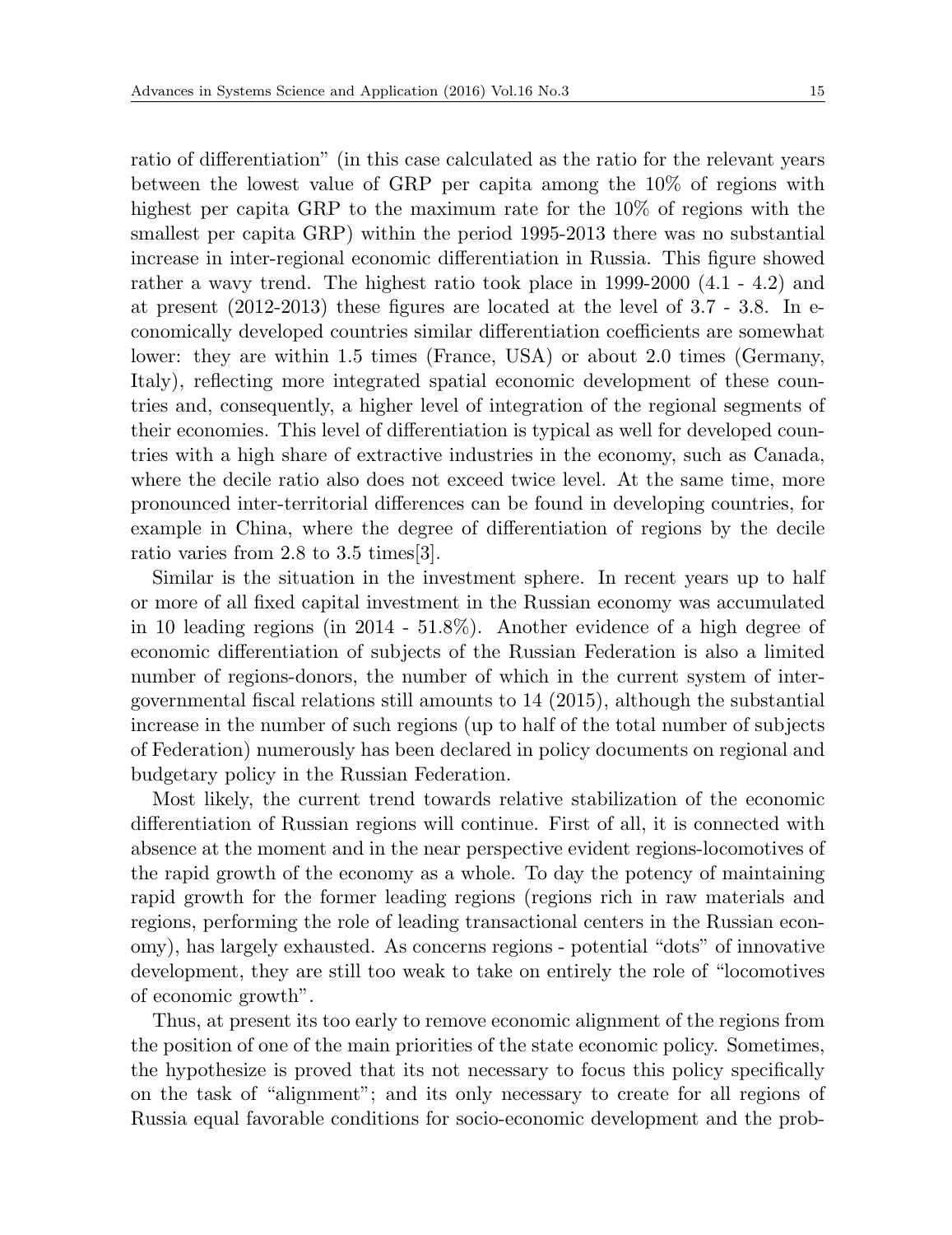ratio of differentiation" (in this case calculated as the ratio for the relevant years between the lowest value of GRP per capita among the 10% of regions with highest per capita GRP to the maximum rate for the 10% of regions with the smallest per capita GRP) within the period 1995-2013 there was no substantial increase in inter-regional economic differentiation in Russia. This figure showed rather a wavy trend. The highest ratio took place in 1999-2000 (4.1 - 4.2) and at present (2012-2013) these figures are located at the level of 3.7 - 3.8. In economically developed countries similar differentiation coefficients are somewhat lower: they are within 1.5 times (France, USA) or about 2.0 times (Germany, Italy), reflecting more integrated spatial economic development of these countries and, consequently, a higher level of integration of the regional segments of their economies. This level of differentiation is typical as well for developed countries with a high share of extractive industries in the economy, such as Canada, where the decile ratio also does not exceed twice level. At the same time, more pronounced inter-territorial differences can be found in developing countries, for example in China, where the degree of differentiation of regions by the decile ratio varies from 2.8 to 3.5 times[3].

Similar is the situation in the investment sphere. In recent years up to half or more of all fixed capital investment in the Russian economy was accumulated in 10 leading regions (in 2014 - 51.8%). Another evidence of a high degree of economic differentiation of subjects of the Russian Federation is also a limited number of regions-donors, the number of which in the current system of intergovernmental fiscal relations still amounts to 14 (2015), although the substantial increase in the number of such regions (up to half of the total number of subjects of Federation) numerously has been declared in policy documents on regional and budgetary policy in the Russian Federation.

Most likely, the current trend towards relative stabilization of the economic differentiation of Russian regions will continue. First of all, it is connected with absence at the moment and in the near perspective evident regions-locomotives of the rapid growth of the economy as a whole. To day the potency of maintaining rapid growth for the former leading regions (regions rich in raw materials and regions, performing the role of leading transactional centers in the Russian economy), has largely exhausted. As concerns regions - potential "dots" of innovative development, they are still too weak to take on entirely the role of "locomotives of economic growth".

Thus, at present its too early to remove economic alignment of the regions from the position of one of the main priorities of the state economic policy. Sometimes, the hypothesize is proved that its not necessary to focus this policy specifically on the task of "alignment"; and its only necessary to create for all regions of Russia equal favorable conditions for socio-economic development and the prob-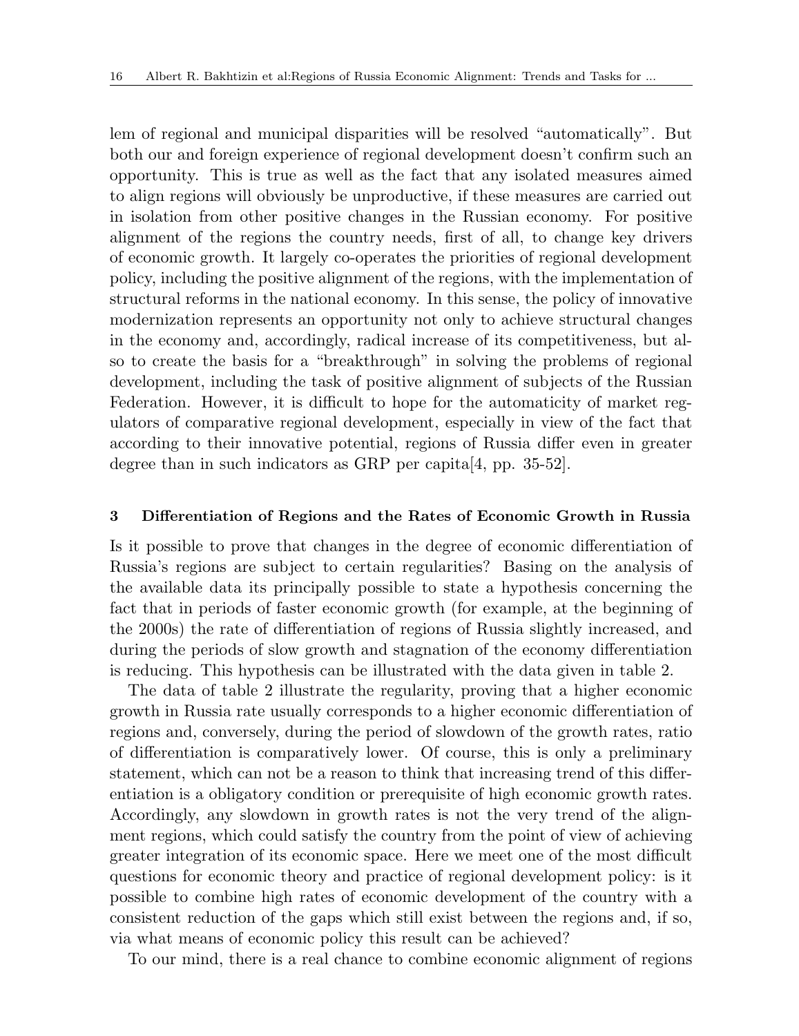lem of regional and municipal disparities will be resolved "automatically". But both our and foreign experience of regional development doesn't confirm such an opportunity. This is true as well as the fact that any isolated measures aimed to align regions will obviously be unproductive, if these measures are carried out in isolation from other positive changes in the Russian economy. For positive alignment of the regions the country needs, first of all, to change key drivers of economic growth. It largely co-operates the priorities of regional development policy, including the positive alignment of the regions, with the implementation of structural reforms in the national economy. In this sense, the policy of innovative modernization represents an opportunity not only to achieve structural changes in the economy and, accordingly, radical increase of its competitiveness, but also to create the basis for a "breakthrough" in solving the problems of regional development, including the task of positive alignment of subjects of the Russian Federation. However, it is difficult to hope for the automaticity of market regulators of comparative regional development, especially in view of the fact that according to their innovative potential, regions of Russia differ even in greater degree than in such indicators as GRP per capita[4, pp. 35-52].

## 3 Differentiation of Regions and the Rates of Economic Growth in Russia

Is it possible to prove that changes in the degree of economic differentiation of Russia's regions are subject to certain regularities? Basing on the analysis of the available data its principally possible to state a hypothesis concerning the fact that in periods of faster economic growth (for example, at the beginning of the 2000s) the rate of differentiation of regions of Russia slightly increased, and during the periods of slow growth and stagnation of the economy differentiation is reducing. This hypothesis can be illustrated with the data given in table 2.

The data of table 2 illustrate the regularity, proving that a higher economic growth in Russia rate usually corresponds to a higher economic differentiation of regions and, conversely, during the period of slowdown of the growth rates, ratio of differentiation is comparatively lower. Of course, this is only a preliminary statement, which can not be a reason to think that increasing trend of this differentiation is a obligatory condition or prerequisite of high economic growth rates. Accordingly, any slowdown in growth rates is not the very trend of the alignment regions, which could satisfy the country from the point of view of achieving greater integration of its economic space. Here we meet one of the most difficult questions for economic theory and practice of regional development policy: is it possible to combine high rates of economic development of the country with a consistent reduction of the gaps which still exist between the regions and, if so, via what means of economic policy this result can be achieved?

To our mind, there is a real chance to combine economic alignment of regions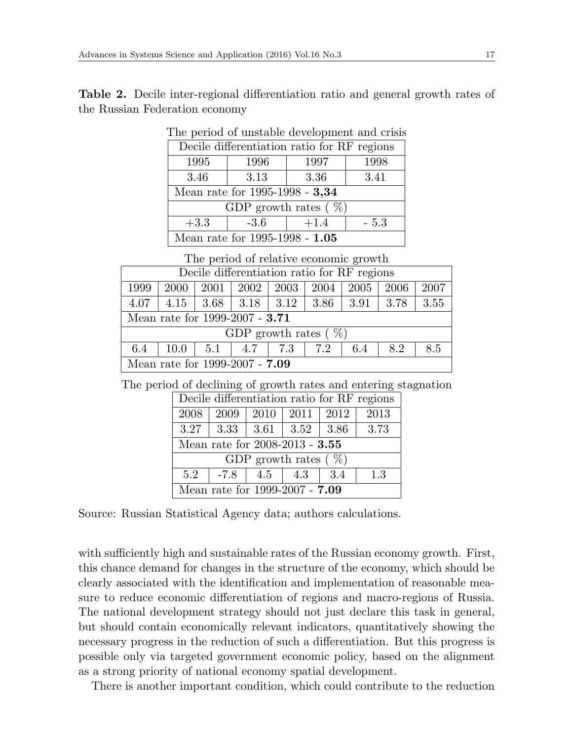**Table 2.** Decile inter-regional differentiation ratio and general growth rates of the Russian Federation economy

The period of unstable development and crisis

| Decile differentiation ratio for RF regions | | | |
|---|---|---|---|
| 1995 | 1996 | 1997 | 1998 |
| 3.46 | 3.13 | 3.36 | 3.41 |
| Mean rate for 1995-1998 - **3,34** | | | |
| GDP growth rates ( %) | | | |
| +3.3 | -3.6 | +1.4 | - 5.3 |
| Mean rate for 1995-1998 - **1.05** | | | |

The period of relative economic growth

| Decile differentiation ratio for RF regions | | | | | | | | |
|---|---|---|---|---|---|---|---|---|
| 1999 | 2000 | 2001 | 2002 | 2003 | 2004 | 2005 | 2006 | 2007 |
| 4.07 | 4.15 | 3.68 | 3.18 | 3.12 | 3.86 | 3.91 | 3.78 | 3.55 |
| Mean rate for 1999-2007 - **3.71** | | | | | | | | |
| GDP growth rates ( %) | | | | | | | | |
| 6.4 | 10.0 | 5.1 | 4.7 | 7.3 | 7.2 | 6.4 | 8.2 | 8.5 |
| Mean rate for 1999-2007 - **7.09** | | | | | | | | |

The period of declining of growth rates and entering stagnation

| Decile differentiation ratio for RF regions | | | | | |
|---|---|---|---|---|---|
| 2008 | 2009 | 2010 | 2011 | 2012 | 2013 |
| 3.27 | 3.33 | 3.61 | 3.52 | 3.86 | 3.73 |
| Mean rate for 2008-2013 - **3.55** | | | | | |
| GDP growth rates ( %) | | | | | |
| 5.2 | -7.8 | 4.5 | 4.3 | 3.4 | 1.3 |
| Mean rate for 1999-2007 - **7.09** | | | | | |

Source: Russian Statistical Agency data; authors calculations.

with sufficiently high and sustainable rates of the Russian economy growth. First, this chance demand for changes in the structure of the economy, which should be clearly associated with the identification and implementation of reasonable measure to reduce economic differentiation of regions and macro-regions of Russia. The national development strategy should not just declare this task in general, but should contain economically relevant indicators, quantitatively showing the necessary progress in the reduction of such a differentiation. But this progress is possible only via targeted government economic policy, based on the alignment as a strong priority of national economy spatial development.

There is another important condition, which could contribute to the reduction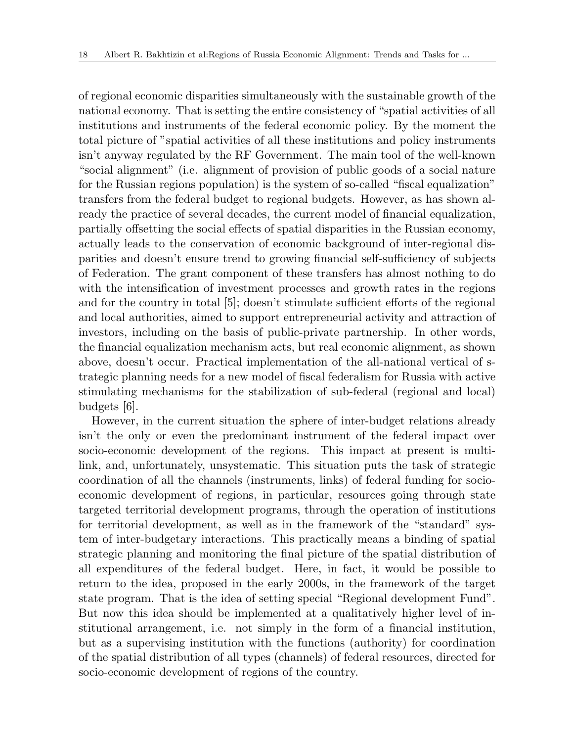of regional economic disparities simultaneously with the sustainable growth of the national economy. That is setting the entire consistency of "spatial activities of all institutions and instruments of the federal economic policy. By the moment the total picture of "spatial activities of all these institutions and policy instruments isn't anyway regulated by the RF Government. The main tool of the well-known "social alignment" (i.e. alignment of provision of public goods of a social nature for the Russian regions population) is the system of so-called "fiscal equalization" transfers from the federal budget to regional budgets. However, as has shown already the practice of several decades, the current model of financial equalization, partially offsetting the social effects of spatial disparities in the Russian economy, actually leads to the conservation of economic background of inter-regional disparities and doesn't ensure trend to growing financial self-sufficiency of subjects of Federation. The grant component of these transfers has almost nothing to do with the intensification of investment processes and growth rates in the regions and for the country in total [5]; doesn't stimulate sufficient efforts of the regional and local authorities, aimed to support entrepreneurial activity and attraction of investors, including on the basis of public-private partnership. In other words, the financial equalization mechanism acts, but real economic alignment, as shown above, doesn't occur. Practical implementation of the all-national vertical of strategic planning needs for a new model of fiscal federalism for Russia with active stimulating mechanisms for the stabilization of sub-federal (regional and local) budgets [6].

However, in the current situation the sphere of inter-budget relations already isn't the only or even the predominant instrument of the federal impact over socio-economic development of the regions. This impact at present is multilink, and, unfortunately, unsystematic. This situation puts the task of strategic coordination of all the channels (instruments, links) of federal funding for socio-economic development of regions, in particular, resources going through state targeted territorial development programs, through the operation of institutions for territorial development, as well as in the framework of the "standard" system of inter-budgetary interactions. This practically means a binding of spatial strategic planning and monitoring the final picture of the spatial distribution of all expenditures of the federal budget. Here, in fact, it would be possible to return to the idea, proposed in the early 2000s, in the framework of the target state program. That is the idea of setting special "Regional development Fund". But now this idea should be implemented at a qualitatively higher level of institutional arrangement, i.e. not simply in the form of a financial institution, but as a supervising institution with the functions (authority) for coordination of the spatial distribution of all types (channels) of federal resources, directed for socio-economic development of regions of the country.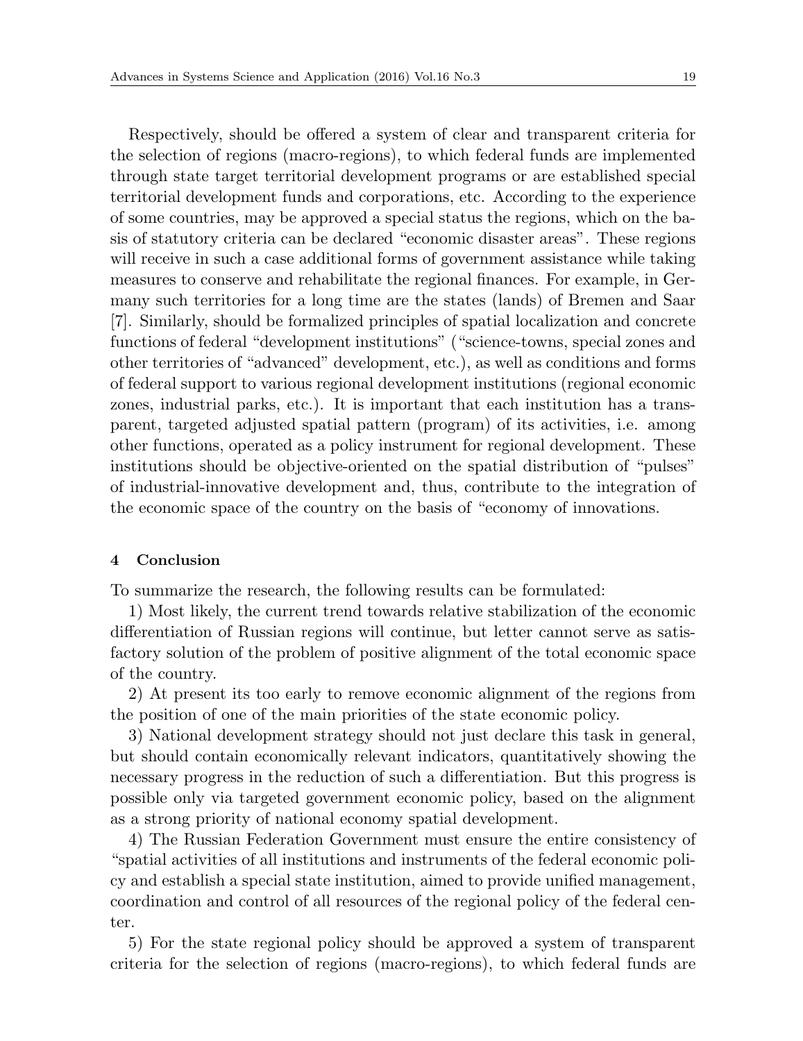Respectively, should be offered a system of clear and transparent criteria for the selection of regions (macro-regions), to which federal funds are implemented through state target territorial development programs or are established special territorial development funds and corporations, etc. According to the experience of some countries, may be approved a special status the regions, which on the basis of statutory criteria can be declared "economic disaster areas". These regions will receive in such a case additional forms of government assistance while taking measures to conserve and rehabilitate the regional finances. For example, in Germany such territories for a long time are the states (lands) of Bremen and Saar [7]. Similarly, should be formalized principles of spatial localization and concrete functions of federal "development institutions" ("science-towns, special zones and other territories of "advanced" development, etc.), as well as conditions and forms of federal support to various regional development institutions (regional economic zones, industrial parks, etc.). It is important that each institution has a transparent, targeted adjusted spatial pattern (program) of its activities, i.e. among other functions, operated as a policy instrument for regional development. These institutions should be objective-oriented on the spatial distribution of "pulses" of industrial-innovative development and, thus, contribute to the integration of the economic space of the country on the basis of "economy of innovations.

## 4 Conclusion

To summarize the research, the following results can be formulated:

1) Most likely, the current trend towards relative stabilization of the economic differentiation of Russian regions will continue, but letter cannot serve as satisfactory solution of the problem of positive alignment of the total economic space of the country.

2) At present its too early to remove economic alignment of the regions from the position of one of the main priorities of the state economic policy.

3) National development strategy should not just declare this task in general, but should contain economically relevant indicators, quantitatively showing the necessary progress in the reduction of such a differentiation. But this progress is possible only via targeted government economic policy, based on the alignment as a strong priority of national economy spatial development.

4) The Russian Federation Government must ensure the entire consistency of "spatial activities of all institutions and instruments of the federal economic policy and establish a special state institution, aimed to provide unified management, coordination and control of all resources of the regional policy of the federal center.

5) For the state regional policy should be approved a system of transparent criteria for the selection of regions (macro-regions), to which federal funds are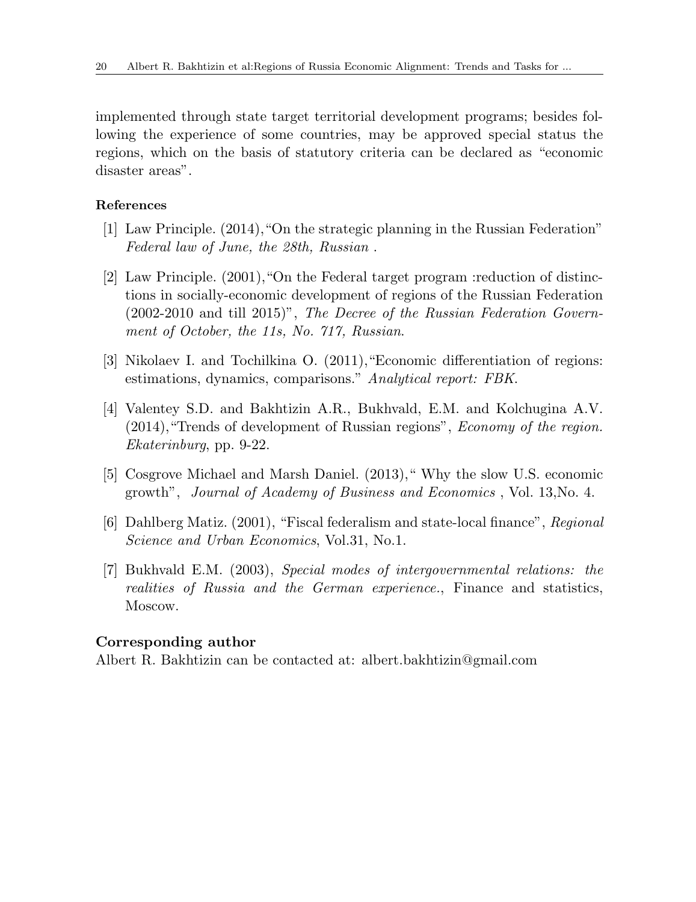implemented through state target territorial development programs; besides following the experience of some countries, may be approved special status the regions, which on the basis of statutory criteria can be declared as "economic disaster areas".

**References**

[1] Law Principle. (2014),"On the strategic planning in the Russian Federation" *Federal law of June, the 28th, Russian* .

[2] Law Principle. (2001),"On the Federal target program :reduction of distinctions in socially-economic development of regions of the Russian Federation (2002-2010 and till 2015)", *The Decree of the Russian Federation Government of October, the 11s, No. 717, Russian.*

[3] Nikolaev I. and Tochilkina O. (2011),"Economic differentiation of regions: estimations, dynamics, comparisons." *Analytical report: FBK.*

[4] Valentey S.D. and Bakhtizin A.R., Bukhvald, E.M. and Kolchugina A.V. (2014),"Trends of development of Russian regions", *Economy of the region. Ekaterinburg*, pp. 9-22.

[5] Cosgrove Michael and Marsh Daniel. (2013)," Why the slow U.S. economic growth", *Journal of Academy of Business and Economics* , Vol. 13,No. 4.

[6] Dahlberg Matiz. (2001), "Fiscal federalism and state-local finance", *Regional Science and Urban Economics*, Vol.31, No.1.

[7] Bukhvald E.M. (2003), *Special modes of intergovernmental relations: the realities of Russia and the German experience.*, Finance and statistics, Moscow.

## Corresponding author

Albert R. Bakhtizin can be contacted at: albert.bakhtizin@gmail.com